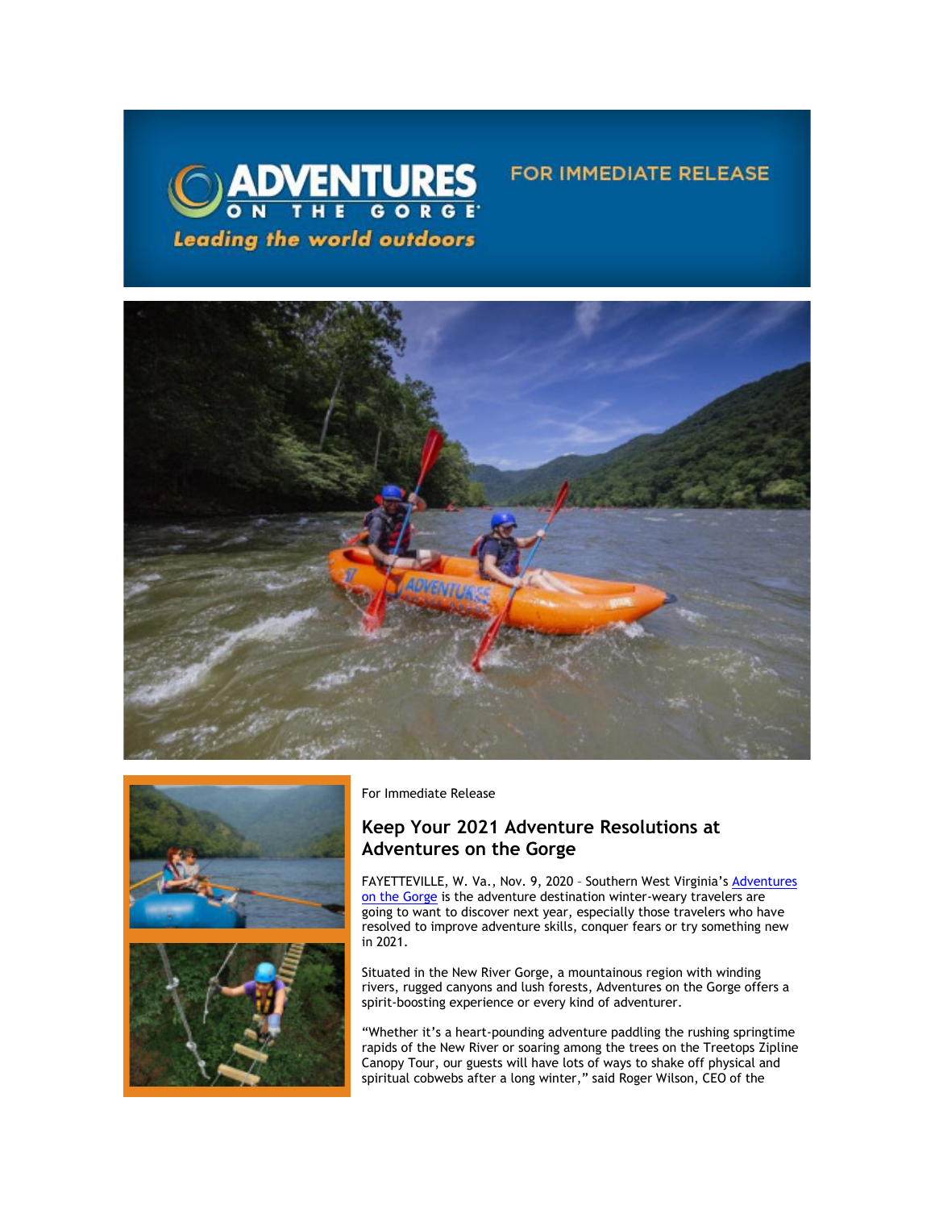ADVENTURES ON THE GORGE

*Leading the world outdoors*

FOR IMMEDIATE RELEASE

For Immediate Release

## Keep Your 2021 Adventure Resolutions at Adventures on the Gorge

FAYETTEVILLE, W. Va., Nov. 9, 2020 – Southern West Virginia's [Adventures on the Gorge] is the adventure destination winter-weary travelers are going to want to discover next year, especially those travelers who have resolved to improve adventure skills, conquer fears or try something new in 2021.

Situated in the New River Gorge, a mountainous region with winding rivers, rugged canyons and lush forests, Adventures on the Gorge offers a spirit-boosting experience or every kind of adventurer.

"Whether it's a heart-pounding adventure paddling the rushing springtime rapids of the New River or soaring among the trees on the Treetops Zipline Canopy Tour, our guests will have lots of ways to shake off physical and spiritual cobwebs after a long winter," said Roger Wilson, CEO of the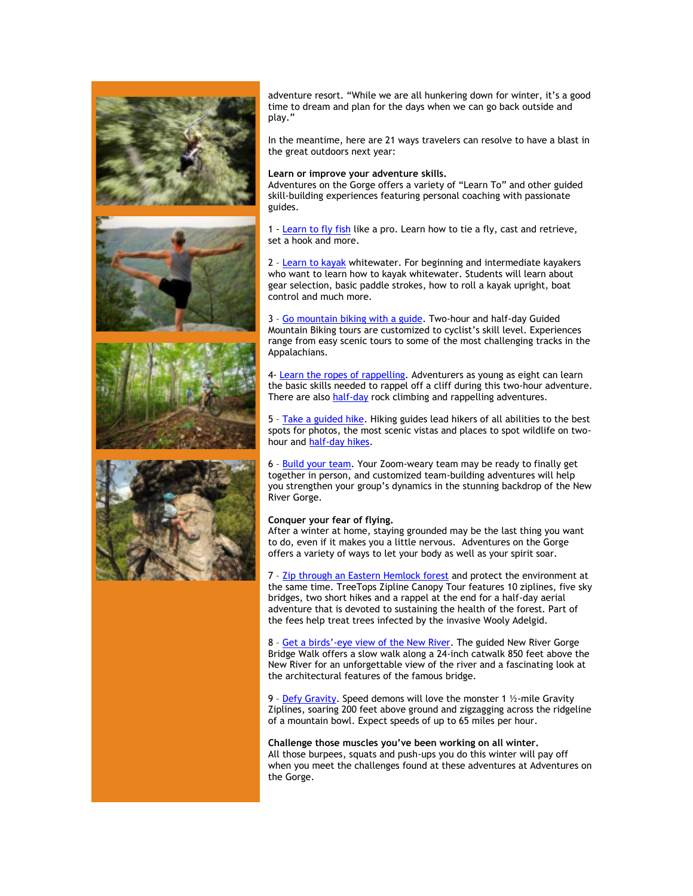adventure resort. "While we are all hunkering down for winter, it's a good time to dream and plan for the days when we can go back outside and play."

In the meantime, here are 21 ways travelers can resolve to have a blast in the great outdoors next year:

**Learn or improve your adventure skills.**
Adventures on the Gorge offers a variety of "Learn To" and other guided skill-building experiences featuring personal coaching with passionate guides.

1 - Learn to fly fish like a pro. Learn how to tie a fly, cast and retrieve, set a hook and more.

2 – Learn to kayak whitewater. For beginning and intermediate kayakers who want to learn how to kayak whitewater. Students will learn about gear selection, basic paddle strokes, how to roll a kayak upright, boat control and much more.

3 – Go mountain biking with a guide. Two-hour and half-day Guided Mountain Biking tours are customized to cyclist's skill level. Experiences range from easy scenic tours to some of the most challenging tracks in the Appalachians.

4- Learn the ropes of rappelling. Adventurers as young as eight can learn the basic skills needed to rappel off a cliff during this two-hour adventure. There are also half-day rock climbing and rappelling adventures.

5 – Take a guided hike. Hiking guides lead hikers of all abilities to the best spots for photos, the most scenic vistas and places to spot wildlife on two-hour and half-day hikes.

6 – Build your team. Your Zoom-weary team may be ready to finally get together in person, and customized team-building adventures will help you strengthen your group's dynamics in the stunning backdrop of the New River Gorge.

**Conquer your fear of flying.**
After a winter at home, staying grounded may be the last thing you want to do, even if it makes you a little nervous. Adventures on the Gorge offers a variety of ways to let your body as well as your spirit soar.

7 – Zip through an Eastern Hemlock forest and protect the environment at the same time. TreeTops Zipline Canopy Tour features 10 ziplines, five sky bridges, two short hikes and a rappel at the end for a half-day aerial adventure that is devoted to sustaining the health of the forest. Part of the fees help treat trees infected by the invasive Wooly Adelgid.

8 – Get a birds'-eye view of the New River. The guided New River Gorge Bridge Walk offers a slow walk along a 24-inch catwalk 850 feet above the New River for an unforgettable view of the river and a fascinating look at the architectural features of the famous bridge.

9 – Defy Gravity. Speed demons will love the monster 1 ½-mile Gravity Ziplines, soaring 200 feet above ground and zigzagging across the ridgeline of a mountain bowl. Expect speeds of up to 65 miles per hour.

**Challenge those muscles you've been working on all winter.**
All those burpees, squats and push-ups you do this winter will pay off when you meet the challenges found at these adventures at Adventures on the Gorge.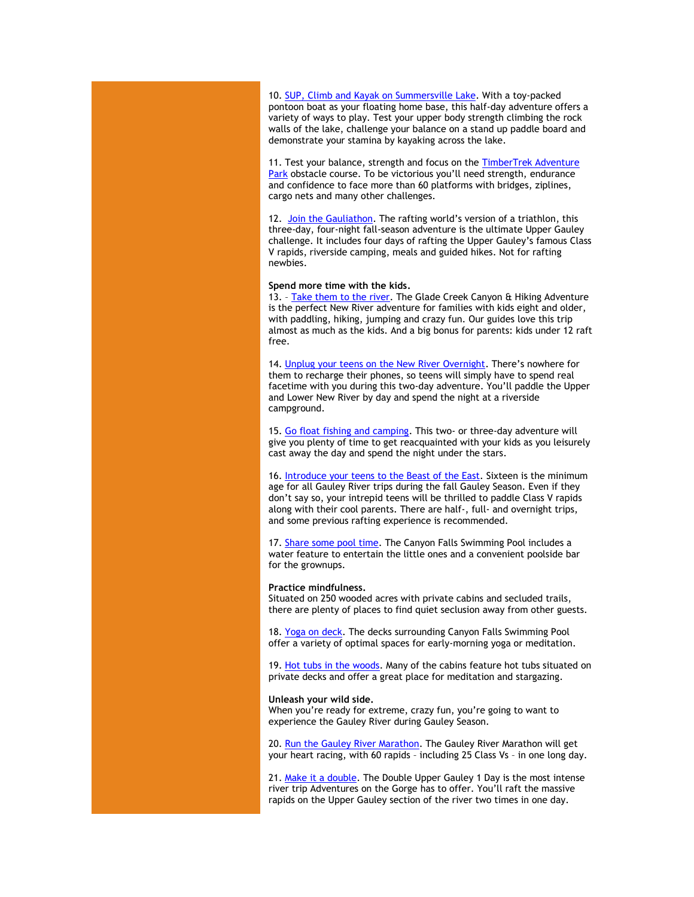10. SUP, Climb and Kayak on Summersville Lake. With a toy-packed pontoon boat as your floating home base, this half-day adventure offers a variety of ways to play. Test your upper body strength climbing the rock walls of the lake, challenge your balance on a stand up paddle board and demonstrate your stamina by kayaking across the lake.

11. Test your balance, strength and focus on the TimberTrek Adventure Park obstacle course. To be victorious you'll need strength, endurance and confidence to face more than 60 platforms with bridges, ziplines, cargo nets and many other challenges.

12. Join the Gauliathon. The rafting world's version of a triathlon, this three-day, four-night fall-season adventure is the ultimate Upper Gauley challenge. It includes four days of rafting the Upper Gauley's famous Class V rapids, riverside camping, meals and guided hikes. Not for rafting newbies.

**Spend more time with the kids.**

13. – Take them to the river. The Glade Creek Canyon & Hiking Adventure is the perfect New River adventure for families with kids eight and older, with paddling, hiking, jumping and crazy fun. Our guides love this trip almost as much as the kids. And a big bonus for parents: kids under 12 raft free.

14. Unplug your teens on the New River Overnight. There's nowhere for them to recharge their phones, so teens will simply have to spend real facetime with you during this two-day adventure. You'll paddle the Upper and Lower New River by day and spend the night at a riverside campground.

15. Go float fishing and camping. This two- or three-day adventure will give you plenty of time to get reacquainted with your kids as you leisurely cast away the day and spend the night under the stars.

16. Introduce your teens to the Beast of the East. Sixteen is the minimum age for all Gauley River trips during the fall Gauley Season. Even if they don't say so, your intrepid teens will be thrilled to paddle Class V rapids along with their cool parents. There are half-, full- and overnight trips, and some previous rafting experience is recommended.

17. Share some pool time. The Canyon Falls Swimming Pool includes a water feature to entertain the little ones and a convenient poolside bar for the grownups.

**Practice mindfulness.**

Situated on 250 wooded acres with private cabins and secluded trails, there are plenty of places to find quiet seclusion away from other guests.

18. Yoga on deck. The decks surrounding Canyon Falls Swimming Pool offer a variety of optimal spaces for early-morning yoga or meditation.

19. Hot tubs in the woods. Many of the cabins feature hot tubs situated on private decks and offer a great place for meditation and stargazing.

**Unleash your wild side.**

When you're ready for extreme, crazy fun, you're going to want to experience the Gauley River during Gauley Season.

20. Run the Gauley River Marathon. The Gauley River Marathon will get your heart racing, with 60 rapids – including 25 Class Vs – in one long day.

21. Make it a double. The Double Upper Gauley 1 Day is the most intense river trip Adventures on the Gorge has to offer. You'll raft the massive rapids on the Upper Gauley section of the river two times in one day.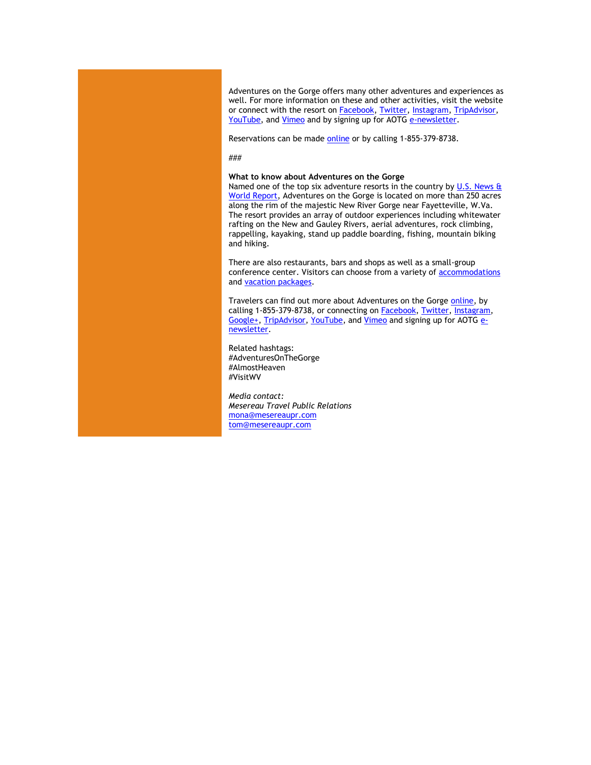Adventures on the Gorge offers many other adventures and experiences as well. For more information on these and other activities, visit the website or connect with the resort on Facebook, Twitter, Instagram, TripAdvisor, YouTube, and Vimeo and by signing up for AOTG e-newsletter.

Reservations can be made online or by calling 1-855-379-8738.

###

**What to know about Adventures on the Gorge**
Named one of the top six adventure resorts in the country by U.S. News & World Report, Adventures on the Gorge is located on more than 250 acres along the rim of the majestic New River Gorge near Fayetteville, W.Va. The resort provides an array of outdoor experiences including whitewater rafting on the New and Gauley Rivers, aerial adventures, rock climbing, rappelling, kayaking, stand up paddle boarding, fishing, mountain biking and hiking.

There are also restaurants, bars and shops as well as a small-group conference center. Visitors can choose from a variety of accommodations and vacation packages.

Travelers can find out more about Adventures on the Gorge online, by calling 1-855-379-8738, or connecting on Facebook, Twitter, Instagram, Google+, TripAdvisor, YouTube, and Vimeo and signing up for AOTG e-newsletter.

Related hashtags:
#AdventuresOnTheGorge
#AlmostHeaven
#VisitWV

*Media contact:*
*Mesereau Travel Public Relations*
mona@mesereaupr.com
tom@mesereaupr.com